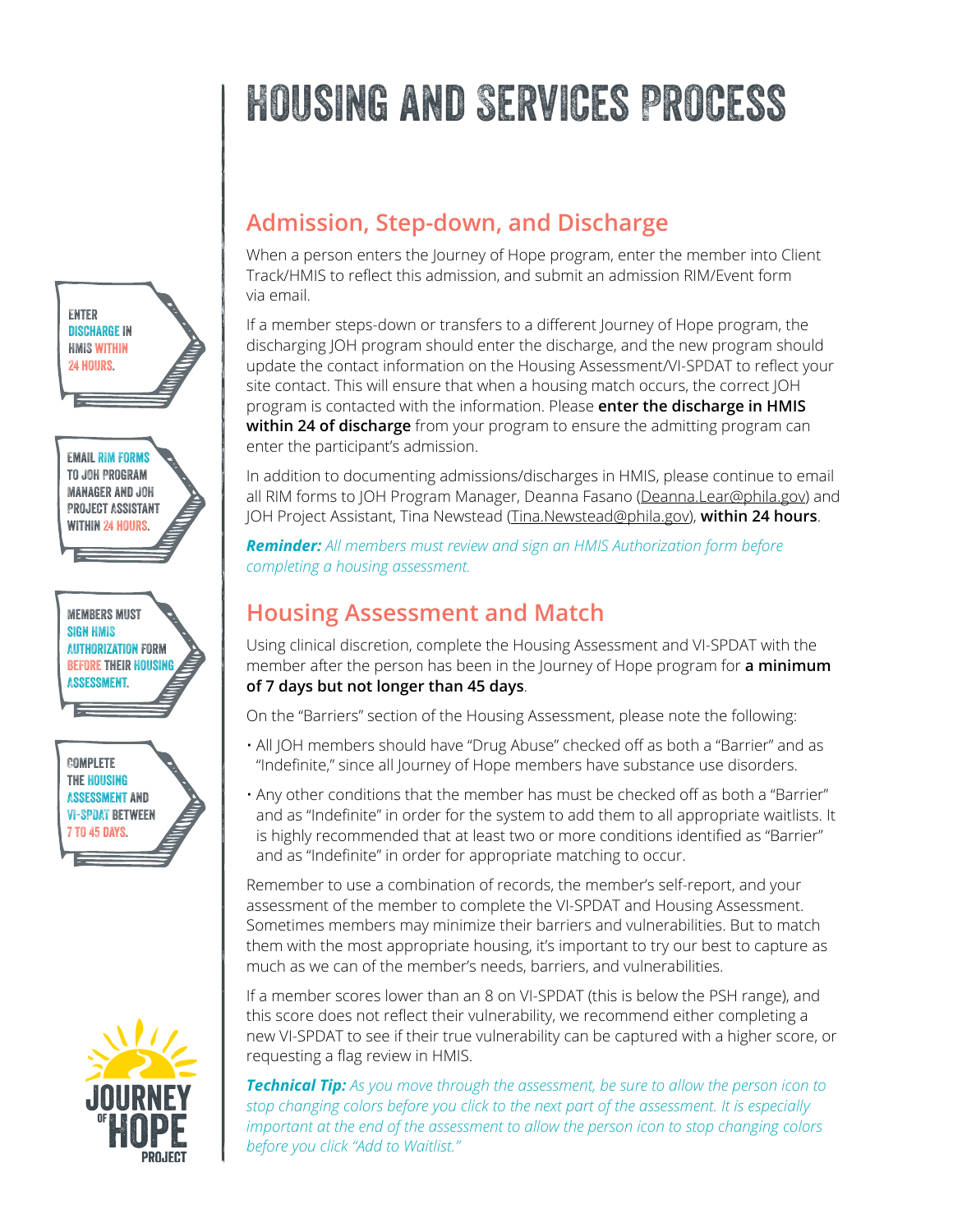# HOUSING AND SERVICES PROCESS

ENTER DISCHARGE IN HMIS WITHIN 24 HOURS.

EMAIL RIM FORMS TO JOH PROGRAM MANAGER AND JOH PROJECT ASSISTANT WITHIN 24 HOURS.

MEMBERS MUST SIGN HMIS AUTHORIZATION FORM BEFORE THEIR HOUSING ASSESSMENT.

COMPLETE THE HOUSING ASSESSMENT AND VI-SPDAT BETWEEN 7 TO 45 DAYS.

## Admission, Step-down, and Discharge

When a person enters the Journey of Hope program, enter the member into Client Track/HMIS to reflect this admission, and submit an admission RIM/Event form via email.

If a member steps-down or transfers to a different Journey of Hope program, the discharging JOH program should enter the discharge, and the new program should update the contact information on the Housing Assessment/VI-SPDAT to reflect your site contact. This will ensure that when a housing match occurs, the correct JOH program is contacted with the information. Please **enter the discharge in HMIS within 24 of discharge** from your program to ensure the admitting program can enter the participant's admission.

In addition to documenting admissions/discharges in HMIS, please continue to email all RIM forms to JOH Program Manager, Deanna Fasano (Deanna.Lear@phila.gov) and JOH Project Assistant, Tina Newstead (Tina.Newstead@phila.gov), **within 24 hours**.

***Reminder:*** *All members must review and sign an HMIS Authorization form before completing a housing assessment.*

## Housing Assessment and Match

Using clinical discretion, complete the Housing Assessment and VI-SPDAT with the member after the person has been in the Journey of Hope program for **a minimum of 7 days but not longer than 45 days**.

On the "Barriers" section of the Housing Assessment, please note the following:

- All JOH members should have "Drug Abuse" checked off as both a "Barrier" and as "Indefinite," since all Journey of Hope members have substance use disorders.
- Any other conditions that the member has must be checked off as both a "Barrier" and as "Indefinite" in order for the system to add them to all appropriate waitlists. It is highly recommended that at least two or more conditions identified as "Barrier" and as "Indefinite" in order for appropriate matching to occur.

Remember to use a combination of records, the member's self-report, and your assessment of the member to complete the VI-SPDAT and Housing Assessment. Sometimes members may minimize their barriers and vulnerabilities. But to match them with the most appropriate housing, it's important to try our best to capture as much as we can of the member's needs, barriers, and vulnerabilities.

If a member scores lower than an 8 on VI-SPDAT (this is below the PSH range), and this score does not reflect their vulnerability, we recommend either completing a new VI-SPDAT to see if their true vulnerability can be captured with a higher score, or requesting a flag review in HMIS.

***Technical Tip:*** *As you move through the assessment, be sure to allow the person icon to stop changing colors before you click to the next part of the assessment. It is especially important at the end of the assessment to allow the person icon to stop changing colors before you click "Add to Waitlist."*

JOURNEY OF HOPE PROJECT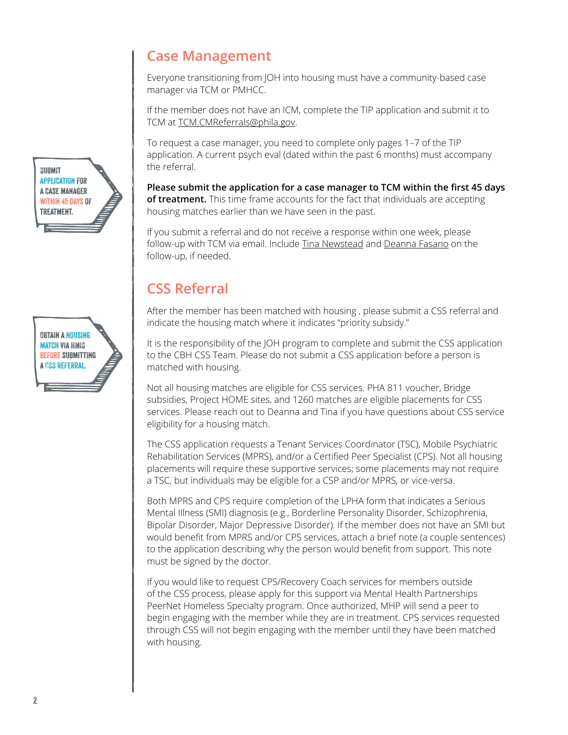## Case Management

Everyone transitioning from JOH into housing must have a community-based case manager via TCM or PMHCC.

If the member does not have an ICM, complete the TIP application and submit it to TCM at TCM.CMReferrals@phila.gov.

To request a case manager, you need to complete only pages 1–7 of the TIP application. A current psych eval (dated within the past 6 months) must accompany the referral.

SUBMIT APPLICATION FOR A CASE MANAGER WITHIN 45 DAYS OF TREATMENT.

**Please submit the application for a case manager to TCM within the first 45 days of treatment.** This time frame accounts for the fact that individuals are accepting housing matches earlier than we have seen in the past.

If you submit a referral and do not receive a response within one week, please follow-up with TCM via email. Include Tina Newstead and Deanna Fasano on the follow-up, if needed.

## CSS Referral

OBTAIN A HOUSING MATCH VIA HMIS BEFORE SUBMITTING A CSS REFERRAL.

After the member has been matched with housing , please submit a CSS referral and indicate the housing match where it indicates "priority subsidy."

It is the responsibility of the JOH program to complete and submit the CSS application to the CBH CSS Team. Please do not submit a CSS application before a person is matched with housing.

Not all housing matches are eligible for CSS services. PHA 811 voucher, Bridge subsidies, Project HOME sites, and 1260 matches are eligible placements for CSS services. Please reach out to Deanna and Tina if you have questions about CSS service eligibility for a housing match.

The CSS application requests a Tenant Services Coordinator (TSC), Mobile Psychiatric Rehabilitation Services (MPRS), and/or a Certified Peer Specialist (CPS). Not all housing placements will require these supportive services; some placements may not require a TSC, but individuals may be eligible for a CSP and/or MPRS, or vice-versa.

Both MPRS and CPS require completion of the LPHA form that indicates a Serious Mental Illness (SMI) diagnosis (e.g., Borderline Personality Disorder, Schizophrenia, Bipolar Disorder, Major Depressive Disorder). If the member does not have an SMI but would benefit from MPRS and/or CPS services, attach a brief note (a couple sentences) to the application describing why the person would benefit from support. This note must be signed by the doctor.

If you would like to request CPS/Recovery Coach services for members outside of the CSS process, please apply for this support via Mental Health Partnerships PeerNet Homeless Specialty program. Once authorized, MHP will send a peer to begin engaging with the member while they are in treatment. CPS services requested through CSS will not begin engaging with the member until they have been matched with housing.